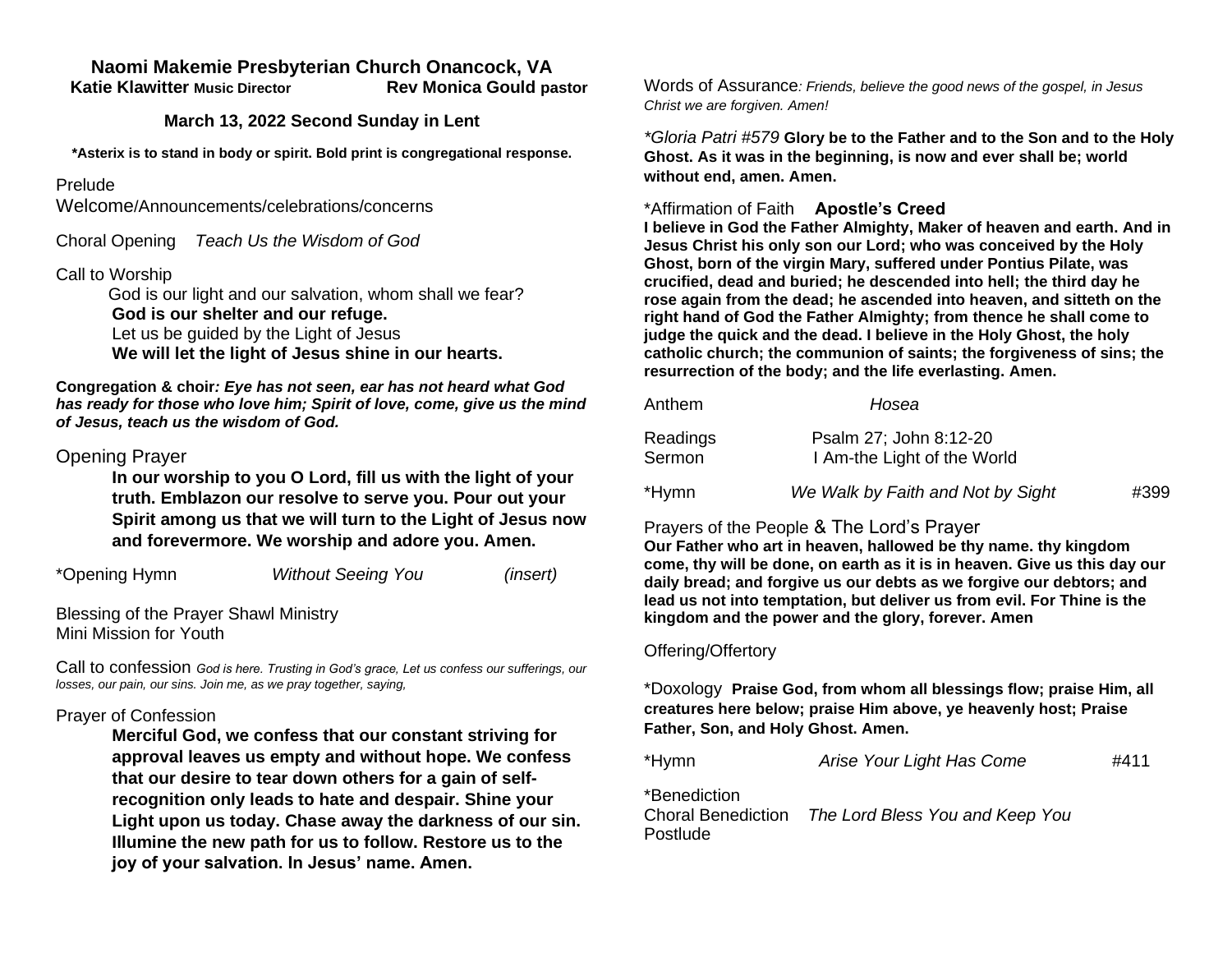# Naomi Makemie Presbyterian Church Onancock, VA

**Katie Klawitter Music Director** **Rev Monica Gould pastor**

## March 13, 2022 Second Sunday in Lent

**\*Asterix is to stand in body or spirit. Bold print is congregational response.**

Prelude

Welcome/Announcements/celebrations/concerns

Choral Opening *Teach Us the Wisdom of God*

Call to Worship

God is our light and our salvation, whom shall we fear?

**God is our shelter and our refuge.**

Let us be guided by the Light of Jesus

**We will let the light of Jesus shine in our hearts.**

**Congregation & choir*: Eye has not seen, ear has not heard what God has ready for those who love him; Spirit of love, come, give us the mind of Jesus, teach us the wisdom of God.***

Opening Prayer

**In our worship to you O Lord, fill us with the light of your truth. Emblazon our resolve to serve you. Pour out your Spirit among us that we will turn to the Light of Jesus now and forevermore. We worship and adore you. Amen.**

\*Opening Hymn *Without Seeing You* *(insert)*

Blessing of the Prayer Shawl Ministry

Mini Mission for Youth

Call to confession *God is here. Trusting in God's grace, Let us confess our sufferings, our losses, our pain, our sins. Join me, as we pray together, saying,*

Prayer of Confession

**Merciful God, we confess that our constant striving for approval leaves us empty and without hope. We confess that our desire to tear down others for a gain of self-recognition only leads to hate and despair. Shine your Light upon us today. Chase away the darkness of our sin. Illumine the new path for us to follow. Restore us to the joy of your salvation. In Jesus' name. Amen.**

Words of Assurance*: Friends, believe the good news of the gospel, in Jesus Christ we are forgiven. Amen!*

*\*Gloria Patri #579* **Glory be to the Father and to the Son and to the Holy Ghost. As it was in the beginning, is now and ever shall be; world without end, amen. Amen.**

\*Affirmation of Faith **Apostle's Creed**

**I believe in God the Father Almighty, Maker of heaven and earth. And in Jesus Christ his only son our Lord; who was conceived by the Holy Ghost, born of the virgin Mary, suffered under Pontius Pilate, was crucified, dead and buried; he descended into hell; the third day he rose again from the dead; he ascended into heaven, and sitteth on the right hand of God the Father Almighty; from thence he shall come to judge the quick and the dead. I believe in the Holy Ghost, the holy catholic church; the communion of saints; the forgiveness of sins; the resurrection of the body; and the life everlasting. Amen.**

Anthem *Hosea*

Readings Psalm 27; John 8:12-20

Sermon I Am-the Light of the World

\*Hymn *We Walk by Faith and Not by Sight* #399

Prayers of the People & The Lord's Prayer

**Our Father who art in heaven, hallowed be thy name. thy kingdom come, thy will be done, on earth as it is in heaven. Give us this day our daily bread; and forgive us our debts as we forgive our debtors; and lead us not into temptation, but deliver us from evil. For Thine is the kingdom and the power and the glory, forever. Amen**

Offering/Offertory

\*Doxology **Praise God, from whom all blessings flow; praise Him, all creatures here below; praise Him above, ye heavenly host; Praise Father, Son, and Holy Ghost. Amen.**

\*Hymn *Arise Your Light Has Come* #411

\*Benediction

Choral Benediction *The Lord Bless You and Keep You*

Postlude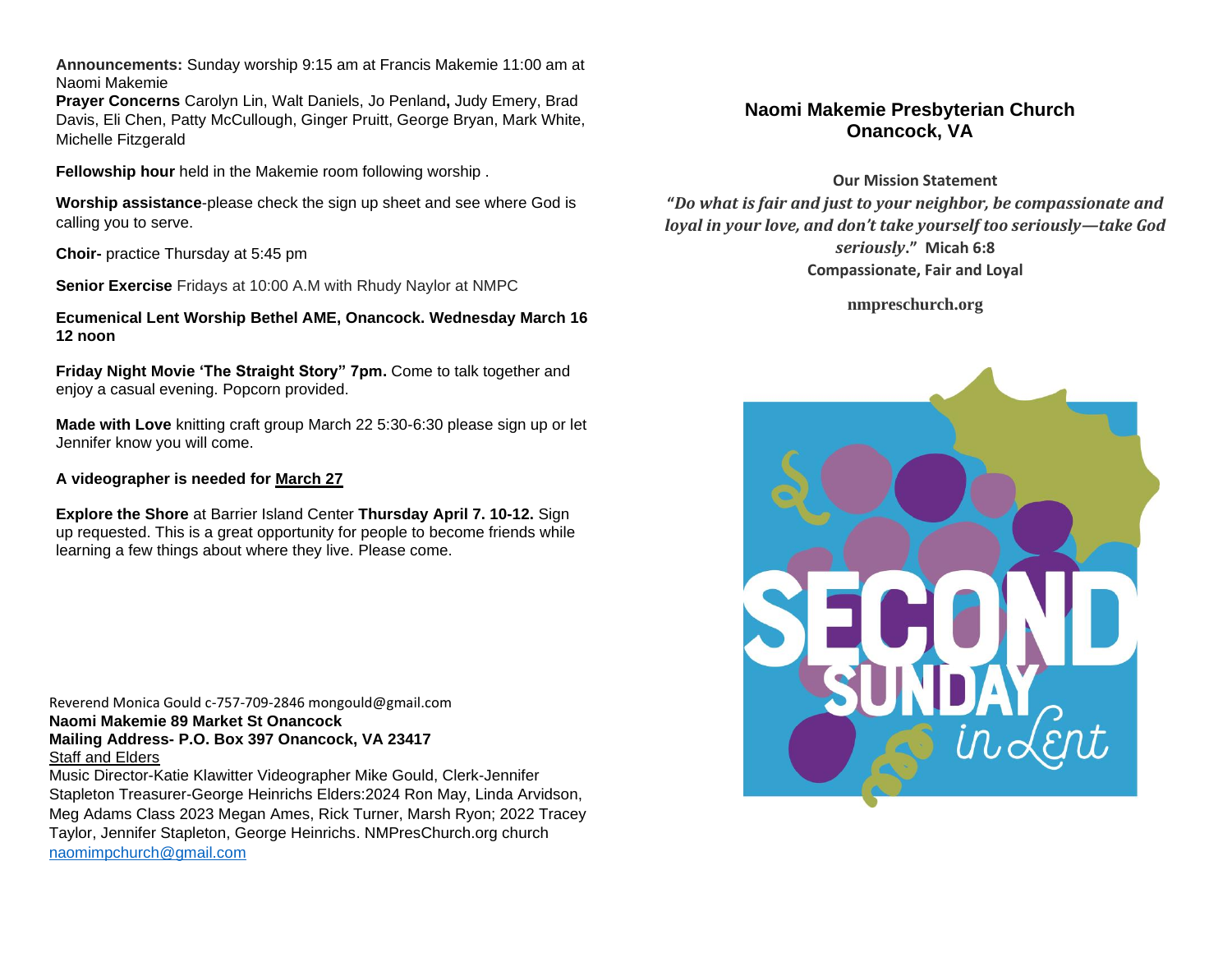**Announcements:** Sunday worship 9:15 am at Francis Makemie 11:00 am at Naomi Makemie

**Prayer Concerns** Carolyn Lin, Walt Daniels, Jo Penland**,** Judy Emery, Brad Davis, Eli Chen, Patty McCullough, Ginger Pruitt, George Bryan, Mark White, Michelle Fitzgerald

**Fellowship hour** held in the Makemie room following worship .

**Worship assistance**-please check the sign up sheet and see where God is calling you to serve.

**Choir-** practice Thursday at 5:45 pm

**Senior Exercise** Fridays at 10:00 A.M with Rhudy Naylor at NMPC

**Ecumenical Lent Worship Bethel AME, Onancock. Wednesday March 16 12 noon**

**Friday Night Movie 'The Straight Story" 7pm.** Come to talk together and enjoy a casual evening. Popcorn provided.

**Made with Love** knitting craft group March 22 5:30-6:30 please sign up or let Jennifer know you will come.

**A videographer is needed for March 27**

**Explore the Shore** at Barrier Island Center **Thursday April 7. 10-12.** Sign up requested. This is a great opportunity for people to become friends while learning a few things about where they live. Please come.

Reverend Monica Gould c-757-709-2846 mongould@gmail.com
**Naomi Makemie 89 Market St Onancock**
**Mailing Address- P.O. Box 397 Onancock, VA 23417**
Staff and Elders
Music Director-Katie Klawitter Videographer Mike Gould, Clerk-Jennifer Stapleton Treasurer-George Heinrichs Elders:2024 Ron May, Linda Arvidson, Meg Adams Class 2023 Megan Ames, Rick Turner, Marsh Ryon; 2022 Tracey Taylor, Jennifer Stapleton, George Heinrichs. NMPresChurch.org church naomimpchurch@gmail.com

## Naomi Makemie Presbyterian Church
## Onancock, VA

**Our Mission Statement**

***"Do what is fair and just to your neighbor, be compassionate and loyal in your love, and don't take yourself too seriously—take God seriously."*** **Micah 6:8**

**Compassionate, Fair and Loyal**

**nmpreschurch.org**

SECOND SUNDAY in Lent